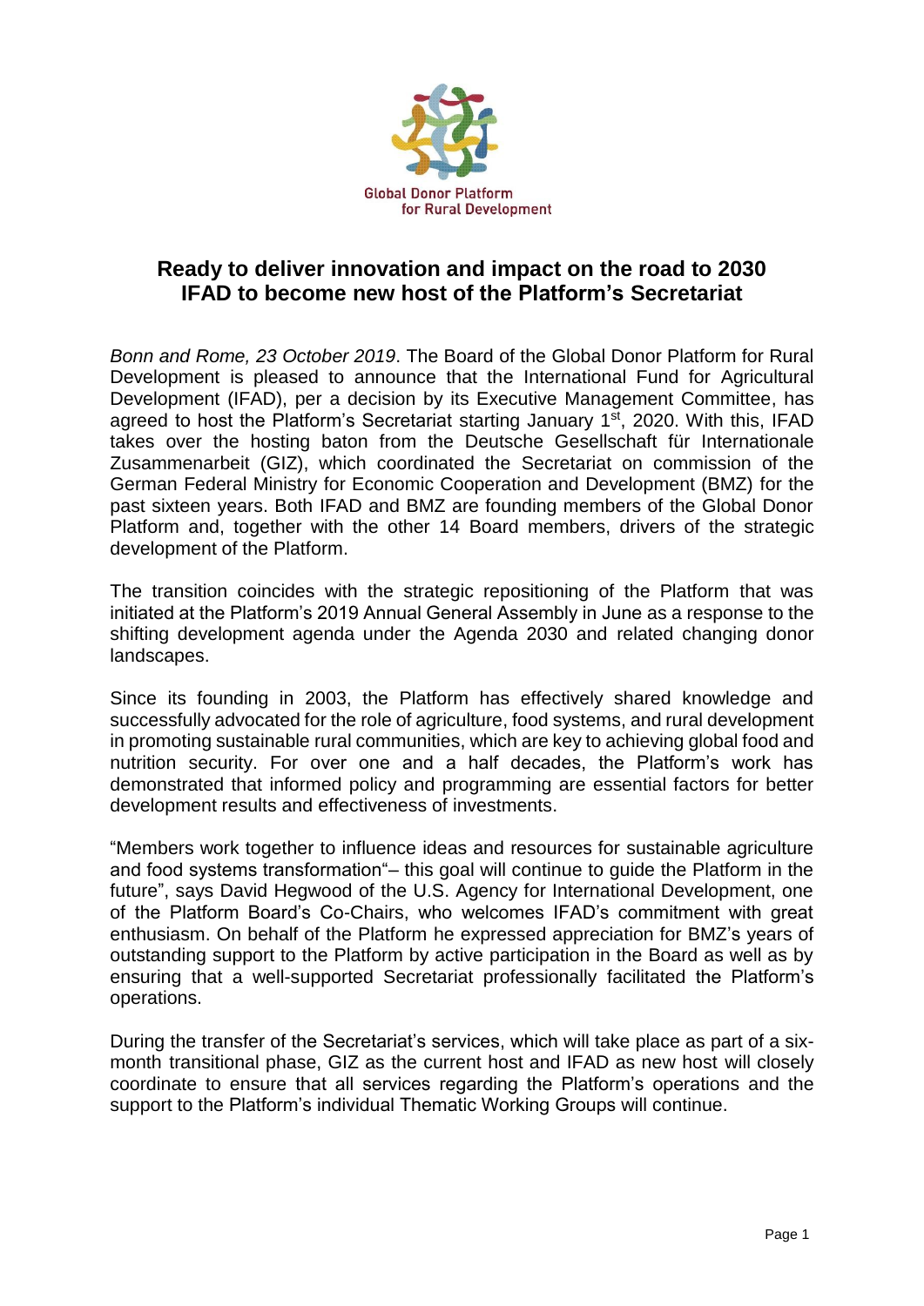Global Donor Platform
for Rural Development

# Ready to deliver innovation and impact on the road to 2030
# IFAD to become new host of the Platform's Secretariat

*Bonn and Rome, 23 October 2019*. The Board of the Global Donor Platform for Rural Development is pleased to announce that the International Fund for Agricultural Development (IFAD), per a decision by its Executive Management Committee, has agreed to host the Platform's Secretariat starting January 1st, 2020. With this, IFAD takes over the hosting baton from the Deutsche Gesellschaft für Internationale Zusammenarbeit (GIZ), which coordinated the Secretariat on commission of the German Federal Ministry for Economic Cooperation and Development (BMZ) for the past sixteen years. Both IFAD and BMZ are founding members of the Global Donor Platform and, together with the other 14 Board members, drivers of the strategic development of the Platform.

The transition coincides with the strategic repositioning of the Platform that was initiated at the Platform's 2019 Annual General Assembly in June as a response to the shifting development agenda under the Agenda 2030 and related changing donor landscapes.

Since its founding in 2003, the Platform has effectively shared knowledge and successfully advocated for the role of agriculture, food systems, and rural development in promoting sustainable rural communities, which are key to achieving global food and nutrition security. For over one and a half decades, the Platform's work has demonstrated that informed policy and programming are essential factors for better development results and effectiveness of investments.

"Members work together to influence ideas and resources for sustainable agriculture and food systems transformation"– this goal will continue to guide the Platform in the future", says David Hegwood of the U.S. Agency for International Development, one of the Platform Board's Co-Chairs, who welcomes IFAD's commitment with great enthusiasm. On behalf of the Platform he expressed appreciation for BMZ's years of outstanding support to the Platform by active participation in the Board as well as by ensuring that a well-supported Secretariat professionally facilitated the Platform's operations.

During the transfer of the Secretariat's services, which will take place as part of a six-month transitional phase, GIZ as the current host and IFAD as new host will closely coordinate to ensure that all services regarding the Platform's operations and the support to the Platform's individual Thematic Working Groups will continue.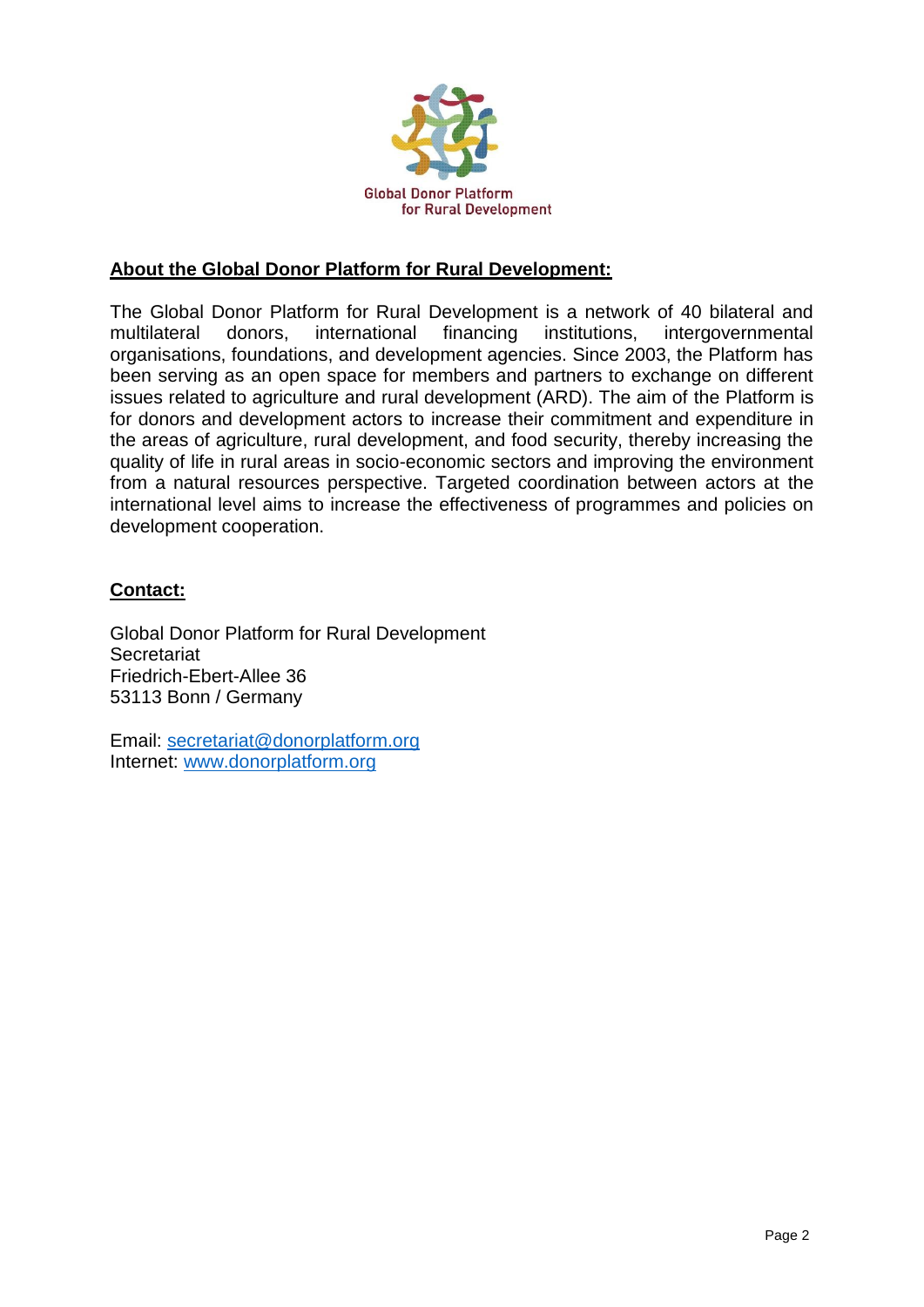Global Donor Platform
for Rural Development

## About the Global Donor Platform for Rural Development:

The Global Donor Platform for Rural Development is a network of 40 bilateral and multilateral donors, international financing institutions, intergovernmental organisations, foundations, and development agencies. Since 2003, the Platform has been serving as an open space for members and partners to exchange on different issues related to agriculture and rural development (ARD). The aim of the Platform is for donors and development actors to increase their commitment and expenditure in the areas of agriculture, rural development, and food security, thereby increasing the quality of life in rural areas in socio-economic sectors and improving the environment from a natural resources perspective. Targeted coordination between actors at the international level aims to increase the effectiveness of programmes and policies on development cooperation.

## Contact:

Global Donor Platform for Rural Development
Secretariat
Friedrich-Ebert-Allee 36
53113 Bonn / Germany

Email: secretariat@donorplatform.org
Internet: www.donorplatform.org